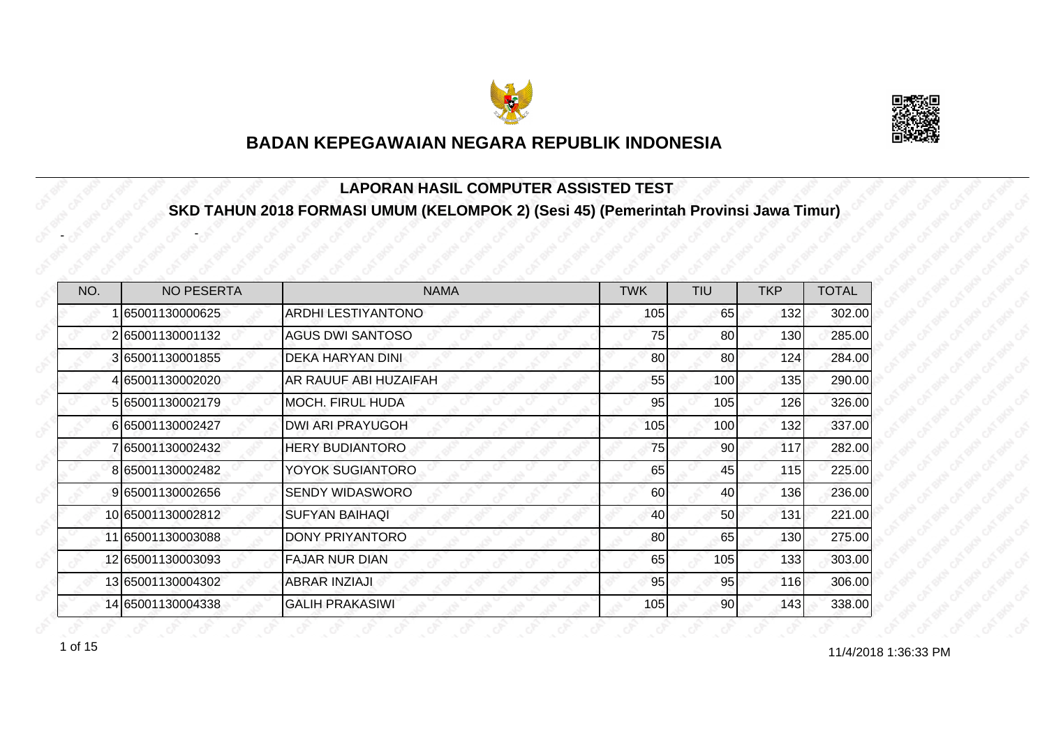# BADAN KEPEGAWAIAN NEGARA REPUBLIK INDONESIA

## LAPORAN HASIL COMPUTER ASSISTED TEST

## SKD TAHUN 2018 FORMASI UMUM (KELOMPOK 2) (Sesi 45) (Pemerintah Provinsi Jawa Timur)

| NO. | NO PESERTA | NAMA | TWK | TIU | TKP | TOTAL |
|---|---|---|---|---|---|---|
| 1 | 65001130000625 | ARDHI LESTIYANTONO | 105 | 65 | 132 | 302.00 |
| 2 | 65001130001132 | AGUS DWI SANTOSO | 75 | 80 | 130 | 285.00 |
| 3 | 65001130001855 | DEKA HARYAN DINI | 80 | 80 | 124 | 284.00 |
| 4 | 65001130002020 | AR RAUUF ABI HUZAIFAH | 55 | 100 | 135 | 290.00 |
| 5 | 65001130002179 | MOCH. FIRUL HUDA | 95 | 105 | 126 | 326.00 |
| 6 | 65001130002427 | DWI ARI PRAYUGOH | 105 | 100 | 132 | 337.00 |
| 7 | 65001130002432 | HERY BUDIANTORO | 75 | 90 | 117 | 282.00 |
| 8 | 65001130002482 | YOYOK SUGIANTORO | 65 | 45 | 115 | 225.00 |
| 9 | 65001130002656 | SENDY WIDASWORO | 60 | 40 | 136 | 236.00 |
| 10 | 65001130002812 | SUFYAN BAIHAQI | 40 | 50 | 131 | 221.00 |
| 11 | 65001130003088 | DONY PRIYANTORO | 80 | 65 | 130 | 275.00 |
| 12 | 65001130003093 | FAJAR NUR DIAN | 65 | 105 | 133 | 303.00 |
| 13 | 65001130004302 | ABRAR INZIAJI | 95 | 95 | 116 | 306.00 |
| 14 | 65001130004338 | GALIH PRAKASIWI | 105 | 90 | 143 | 338.00 |

11/4/2018 1:36:33 PM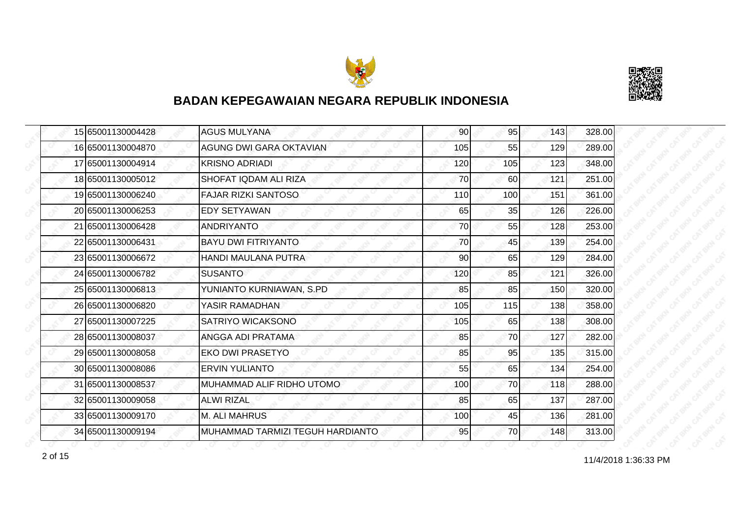## BADAN KEPEGAWAIAN NEGARA REPUBLIK INDONESIA

| | | | | | | |
|---|---|---|---|---|---|---|
| 15 | 65001130004428 | AGUS MULYANA | 90 | 95 | 143 | 328.00 |
| 16 | 65001130004870 | AGUNG DWI GARA OKTAVIAN | 105 | 55 | 129 | 289.00 |
| 17 | 65001130004914 | KRISNO ADRIADI | 120 | 105 | 123 | 348.00 |
| 18 | 65001130005012 | SHOFAT IQDAM ALI RIZA | 70 | 60 | 121 | 251.00 |
| 19 | 65001130006240 | FAJAR RIZKI SANTOSO | 110 | 100 | 151 | 361.00 |
| 20 | 65001130006253 | EDY SETYAWAN | 65 | 35 | 126 | 226.00 |
| 21 | 65001130006428 | ANDRIYANTO | 70 | 55 | 128 | 253.00 |
| 22 | 65001130006431 | BAYU DWI FITRIYANTO | 70 | 45 | 139 | 254.00 |
| 23 | 65001130006672 | HANDI MAULANA PUTRA | 90 | 65 | 129 | 284.00 |
| 24 | 65001130006782 | SUSANTO | 120 | 85 | 121 | 326.00 |
| 25 | 65001130006813 | YUNIANTO KURNIAWAN, S.PD | 85 | 85 | 150 | 320.00 |
| 26 | 65001130006820 | YASIR RAMADHAN | 105 | 115 | 138 | 358.00 |
| 27 | 65001130007225 | SATRIYO WICAKSONO | 105 | 65 | 138 | 308.00 |
| 28 | 65001130008037 | ANGGA ADI PRATAMA | 85 | 70 | 127 | 282.00 |
| 29 | 65001130008058 | EKO DWI PRASETYO | 85 | 95 | 135 | 315.00 |
| 30 | 65001130008086 | ERVIN YULIANTO | 55 | 65 | 134 | 254.00 |
| 31 | 65001130008537 | MUHAMMAD ALIF RIDHO UTOMO | 100 | 70 | 118 | 288.00 |
| 32 | 65001130009058 | ALWI RIZAL | 85 | 65 | 137 | 287.00 |
| 33 | 65001130009170 | M. ALI MAHRUS | 100 | 45 | 136 | 281.00 |
| 34 | 65001130009194 | MUHAMMAD TARMIZI TEGUH HARDIANTO | 95 | 70 | 148 | 313.00 |

11/4/2018 1:36:33 PM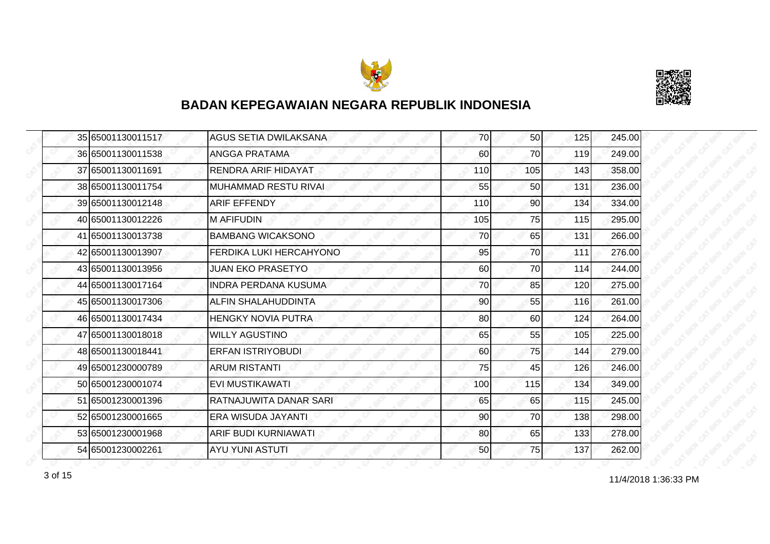# BADAN KEPEGAWAIAN NEGARA REPUBLIK INDONESIA

| | | | | | | |
|---|---|---|---|---|---|---|
| 35 | 65001130011517 | AGUS SETIA DWILAKSANA | 70 | 50 | 125 | 245.00 |
| 36 | 65001130011538 | ANGGA PRATAMA | 60 | 70 | 119 | 249.00 |
| 37 | 65001130011691 | RENDRA ARIF HIDAYAT | 110 | 105 | 143 | 358.00 |
| 38 | 65001130011754 | MUHAMMAD RESTU RIVAI | 55 | 50 | 131 | 236.00 |
| 39 | 65001130012148 | ARIF EFFENDY | 110 | 90 | 134 | 334.00 |
| 40 | 65001130012226 | M AFIFUDIN | 105 | 75 | 115 | 295.00 |
| 41 | 65001130013738 | BAMBANG WICAKSONO | 70 | 65 | 131 | 266.00 |
| 42 | 65001130013907 | FERDIKA LUKI HERCAHYONO | 95 | 70 | 111 | 276.00 |
| 43 | 65001130013956 | JUAN EKO PRASETYO | 60 | 70 | 114 | 244.00 |
| 44 | 65001130017164 | INDRA PERDANA KUSUMA | 70 | 85 | 120 | 275.00 |
| 45 | 65001130017306 | ALFIN SHALAHUDDINTA | 90 | 55 | 116 | 261.00 |
| 46 | 65001130017434 | HENGKY NOVIA PUTRA | 80 | 60 | 124 | 264.00 |
| 47 | 65001130018018 | WILLY AGUSTINO | 65 | 55 | 105 | 225.00 |
| 48 | 65001130018441 | ERFAN ISTRIYOBUDI | 60 | 75 | 144 | 279.00 |
| 49 | 65001230000789 | ARUM RISTANTI | 75 | 45 | 126 | 246.00 |
| 50 | 65001230001074 | EVI MUSTIKAWATI | 100 | 115 | 134 | 349.00 |
| 51 | 65001230001396 | RATNAJUWITA DANAR SARI | 65 | 65 | 115 | 245.00 |
| 52 | 65001230001665 | ERA WISUDA JAYANTI | 90 | 70 | 138 | 298.00 |
| 53 | 65001230001968 | ARIF BUDI KURNIAWATI | 80 | 65 | 133 | 278.00 |
| 54 | 65001230002261 | AYU YUNI ASTUTI | 50 | 75 | 137 | 262.00 |

11/4/2018 1:36:33 PM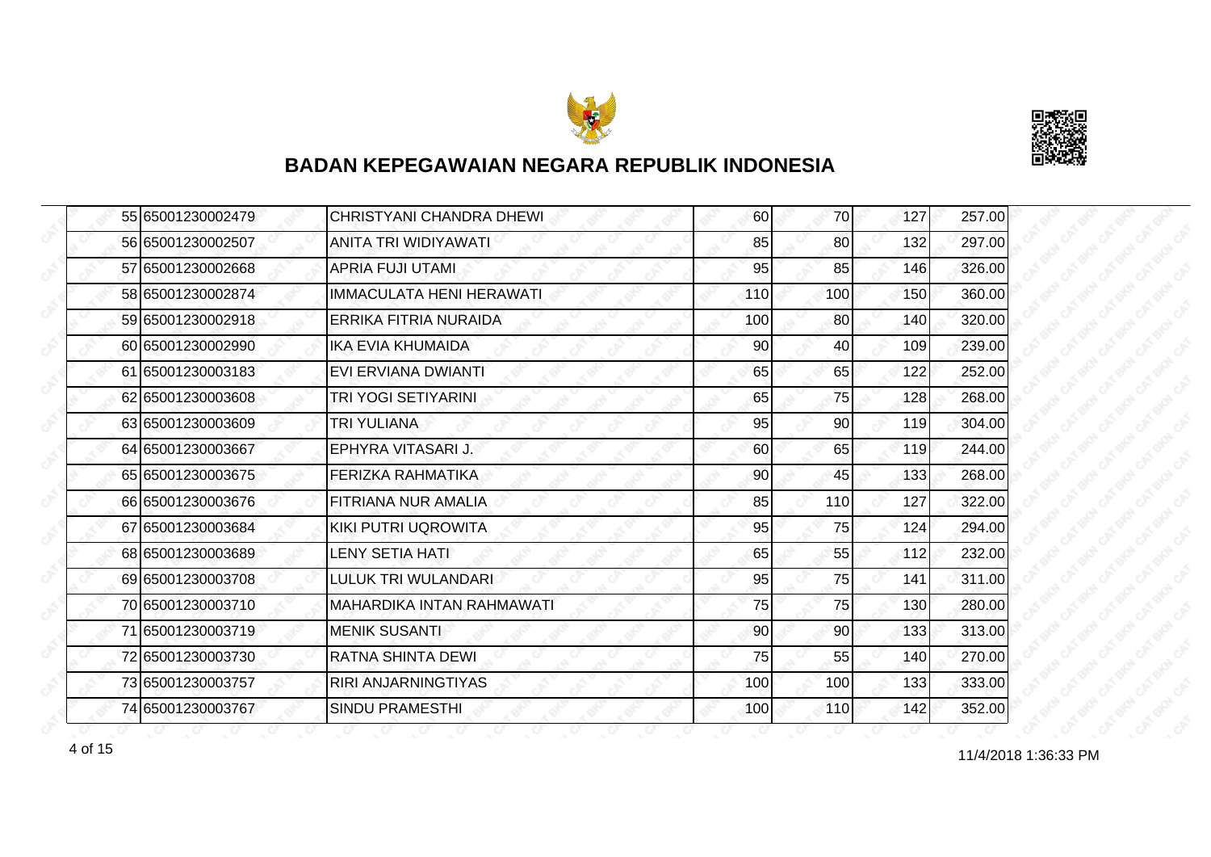# BADAN KEPEGAWAIAN NEGARA REPUBLIK INDONESIA

| | | | | | | |
|---|---|---|---|---|---|---|
| 55 | 65001230002479 | CHRISTYANI CHANDRA DHEWI | 60 | 70 | 127 | 257.00 |
| 56 | 65001230002507 | ANITA TRI WIDIYAWATI | 85 | 80 | 132 | 297.00 |
| 57 | 65001230002668 | APRIA FUJI UTAMI | 95 | 85 | 146 | 326.00 |
| 58 | 65001230002874 | IMMACULATA HENI HERAWATI | 110 | 100 | 150 | 360.00 |
| 59 | 65001230002918 | ERRIKA FITRIA NURAIDA | 100 | 80 | 140 | 320.00 |
| 60 | 65001230002990 | IKA EVIA KHUMAIDA | 90 | 40 | 109 | 239.00 |
| 61 | 65001230003183 | EVI ERVIANA DWIANTI | 65 | 65 | 122 | 252.00 |
| 62 | 65001230003608 | TRI YOGI SETIYARINI | 65 | 75 | 128 | 268.00 |
| 63 | 65001230003609 | TRI YULIANA | 95 | 90 | 119 | 304.00 |
| 64 | 65001230003667 | EPHYRA VITASARI J. | 60 | 65 | 119 | 244.00 |
| 65 | 65001230003675 | FERIZKA RAHMATIKA | 90 | 45 | 133 | 268.00 |
| 66 | 65001230003676 | FITRIANA NUR AMALIA | 85 | 110 | 127 | 322.00 |
| 67 | 65001230003684 | KIKI PUTRI UQROWITA | 95 | 75 | 124 | 294.00 |
| 68 | 65001230003689 | LENY SETIA HATI | 65 | 55 | 112 | 232.00 |
| 69 | 65001230003708 | LULUK TRI WULANDARI | 95 | 75 | 141 | 311.00 |
| 70 | 65001230003710 | MAHARDIKA INTAN RAHMAWATI | 75 | 75 | 130 | 280.00 |
| 71 | 65001230003719 | MENIK SUSANTI | 90 | 90 | 133 | 313.00 |
| 72 | 65001230003730 | RATNA SHINTA DEWI | 75 | 55 | 140 | 270.00 |
| 73 | 65001230003757 | RIRI ANJARNINGTIYAS | 100 | 100 | 133 | 333.00 |
| 74 | 65001230003767 | SINDU PRAMESTHI | 100 | 110 | 142 | 352.00 |

11/4/2018 1:36:33 PM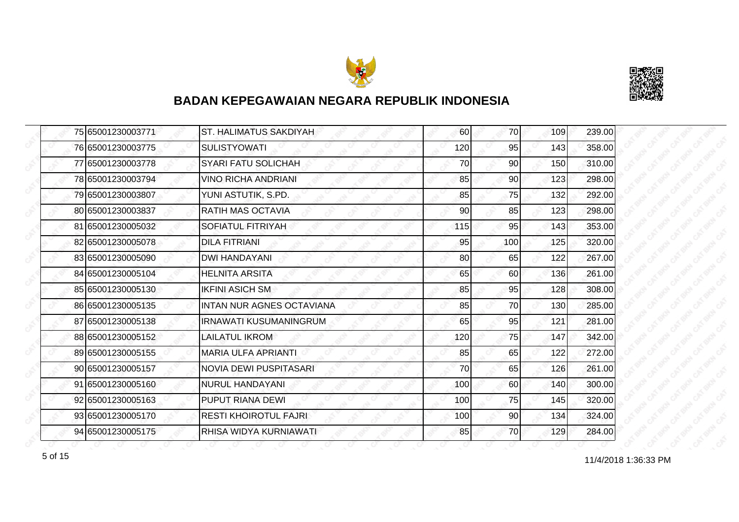# BADAN KEPEGAWAIAN NEGARA REPUBLIK INDONESIA

| | | | | | | |
|---|---|---|---|---|---|---|
| 75 | 65001230003771 | ST. HALIMATUS SAKDIYAH | 60 | 70 | 109 | 239.00 |
| 76 | 65001230003775 | SULISTYOWATI | 120 | 95 | 143 | 358.00 |
| 77 | 65001230003778 | SYARI FATU SOLICHAH | 70 | 90 | 150 | 310.00 |
| 78 | 65001230003794 | VINO RICHA ANDRIANI | 85 | 90 | 123 | 298.00 |
| 79 | 65001230003807 | YUNI ASTUTIK, S.PD. | 85 | 75 | 132 | 292.00 |
| 80 | 65001230003837 | RATIH MAS OCTAVIA | 90 | 85 | 123 | 298.00 |
| 81 | 65001230005032 | SOFIATUL FITRIYAH | 115 | 95 | 143 | 353.00 |
| 82 | 65001230005078 | DILA FITRIANI | 95 | 100 | 125 | 320.00 |
| 83 | 65001230005090 | DWI HANDAYANI | 80 | 65 | 122 | 267.00 |
| 84 | 65001230005104 | HELNITA ARSITA | 65 | 60 | 136 | 261.00 |
| 85 | 65001230005130 | IKFINI ASICH SM | 85 | 95 | 128 | 308.00 |
| 86 | 65001230005135 | INTAN NUR AGNES OCTAVIANA | 85 | 70 | 130 | 285.00 |
| 87 | 65001230005138 | IRNAWATI KUSUMANINGRUM | 65 | 95 | 121 | 281.00 |
| 88 | 65001230005152 | LAILATUL IKROM | 120 | 75 | 147 | 342.00 |
| 89 | 65001230005155 | MARIA ULFA APRIANTI | 85 | 65 | 122 | 272.00 |
| 90 | 65001230005157 | NOVIA DEWI PUSPITASARI | 70 | 65 | 126 | 261.00 |
| 91 | 65001230005160 | NURUL HANDAYANI | 100 | 60 | 140 | 300.00 |
| 92 | 65001230005163 | PUPUT RIANA DEWI | 100 | 75 | 145 | 320.00 |
| 93 | 65001230005170 | RESTI KHOIROTUL FAJRI | 100 | 90 | 134 | 324.00 |
| 94 | 65001230005175 | RHISA WIDYA KURNIAWATI | 85 | 70 | 129 | 284.00 |

11/4/2018 1:36:33 PM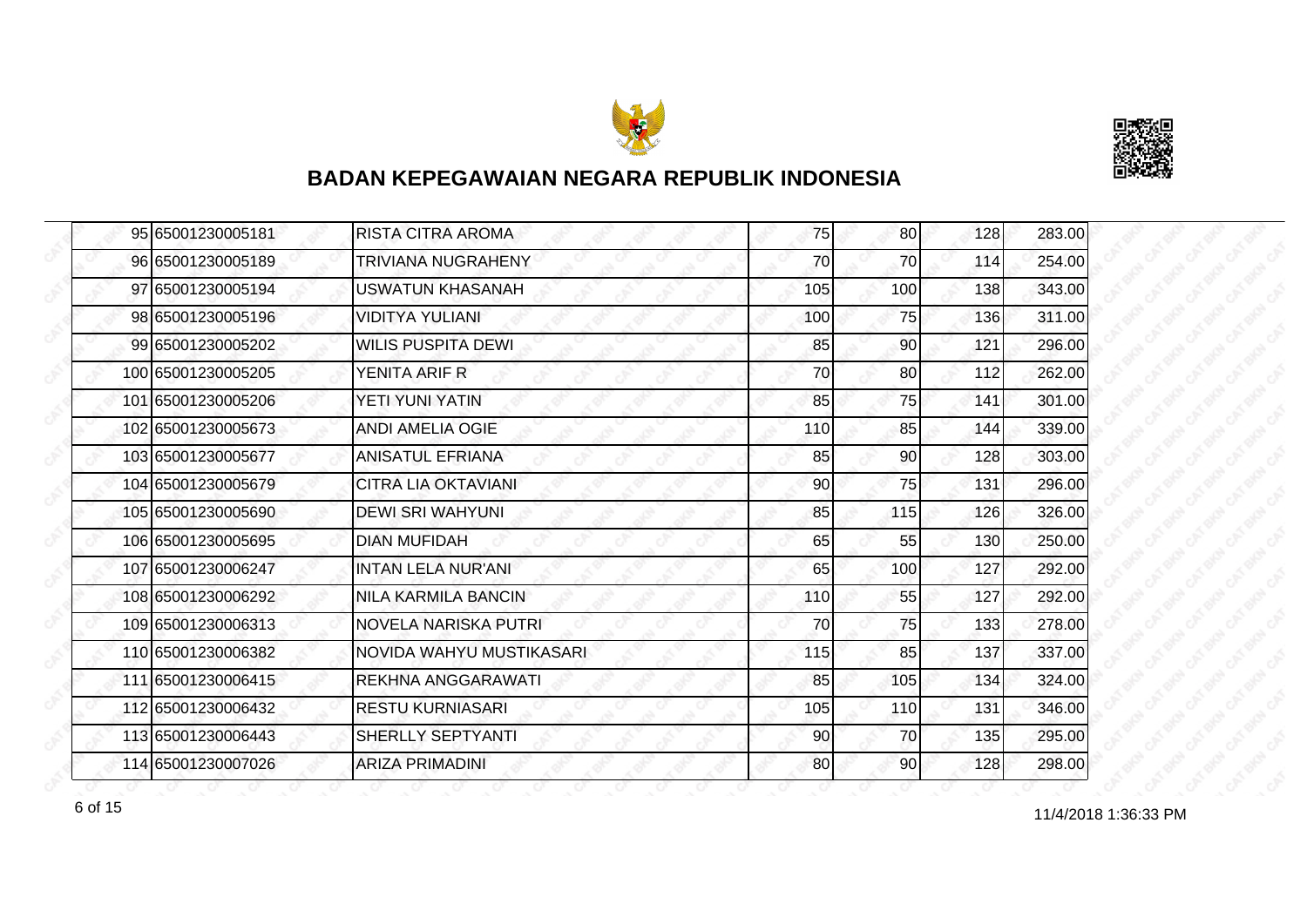# BADAN KEPEGAWAIAN NEGARA REPUBLIK INDONESIA

| | | | | | | |
|---|---|---|---|---|---|---|
| 95 | 65001230005181 | RISTA CITRA AROMA | 75 | 80 | 128 | 283.00 |
| 96 | 65001230005189 | TRIVIANA NUGRAHENY | 70 | 70 | 114 | 254.00 |
| 97 | 65001230005194 | USWATUN KHASANAH | 105 | 100 | 138 | 343.00 |
| 98 | 65001230005196 | VIDITYA YULIANI | 100 | 75 | 136 | 311.00 |
| 99 | 65001230005202 | WILIS PUSPITA DEWI | 85 | 90 | 121 | 296.00 |
| 100 | 65001230005205 | YENITA ARIF R | 70 | 80 | 112 | 262.00 |
| 101 | 65001230005206 | YETI YUNI YATIN | 85 | 75 | 141 | 301.00 |
| 102 | 65001230005673 | ANDI AMELIA OGIE | 110 | 85 | 144 | 339.00 |
| 103 | 65001230005677 | ANISATUL EFRIANA | 85 | 90 | 128 | 303.00 |
| 104 | 65001230005679 | CITRA LIA OKTAVIANI | 90 | 75 | 131 | 296.00 |
| 105 | 65001230005690 | DEWI SRI WAHYUNI | 85 | 115 | 126 | 326.00 |
| 106 | 65001230005695 | DIAN MUFIDAH | 65 | 55 | 130 | 250.00 |
| 107 | 65001230006247 | INTAN LELA NUR'ANI | 65 | 100 | 127 | 292.00 |
| 108 | 65001230006292 | NILA KARMILA BANCIN | 110 | 55 | 127 | 292.00 |
| 109 | 65001230006313 | NOVELA NARISKA PUTRI | 70 | 75 | 133 | 278.00 |
| 110 | 65001230006382 | NOVIDA WAHYU MUSTIKASARI | 115 | 85 | 137 | 337.00 |
| 111 | 65001230006415 | REKHNA ANGGARAWATI | 85 | 105 | 134 | 324.00 |
| 112 | 65001230006432 | RESTU KURNIASARI | 105 | 110 | 131 | 346.00 |
| 113 | 65001230006443 | SHERLLY SEPTYANTI | 90 | 70 | 135 | 295.00 |
| 114 | 65001230007026 | ARIZA PRIMADINI | 80 | 90 | 128 | 298.00 |

11/4/2018 1:36:33 PM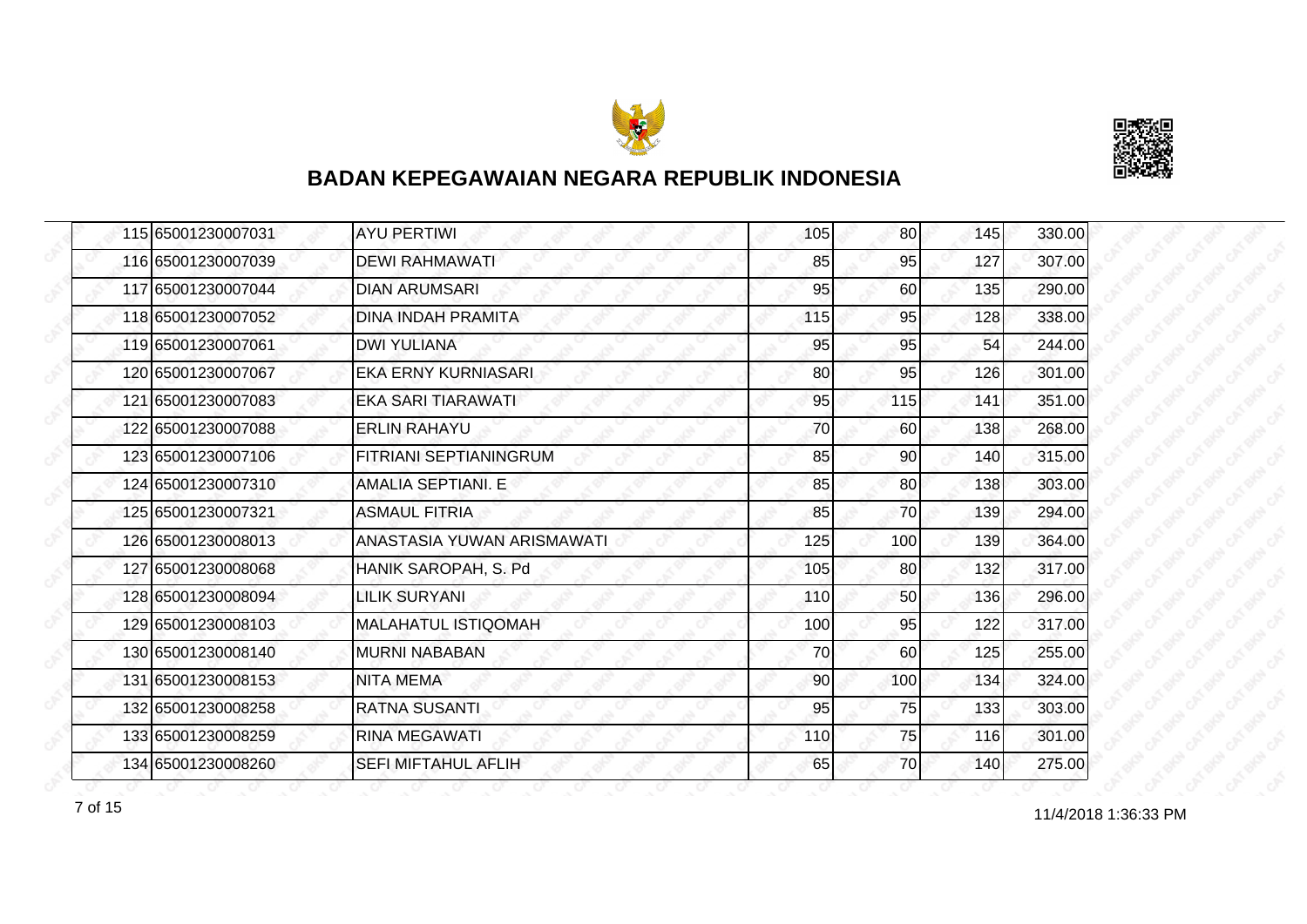## BADAN KEPEGAWAIAN NEGARA REPUBLIK INDONESIA

| | | | | | | |
|---|---|---|---|---|---|---|
| 115 | 65001230007031 | AYU PERTIWI | 105 | 80 | 145 | 330.00 |
| 116 | 65001230007039 | DEWI RAHMAWATI | 85 | 95 | 127 | 307.00 |
| 117 | 65001230007044 | DIAN ARUMSARI | 95 | 60 | 135 | 290.00 |
| 118 | 65001230007052 | DINA INDAH PRAMITA | 115 | 95 | 128 | 338.00 |
| 119 | 65001230007061 | DWI YULIANA | 95 | 95 | 54 | 244.00 |
| 120 | 65001230007067 | EKA ERNY KURNIASARI | 80 | 95 | 126 | 301.00 |
| 121 | 65001230007083 | EKA SARI TIARAWATI | 95 | 115 | 141 | 351.00 |
| 122 | 65001230007088 | ERLIN RAHAYU | 70 | 60 | 138 | 268.00 |
| 123 | 65001230007106 | FITRIANI SEPTIANINGRUM | 85 | 90 | 140 | 315.00 |
| 124 | 65001230007310 | AMALIA SEPTIANI. E | 85 | 80 | 138 | 303.00 |
| 125 | 65001230007321 | ASMAUL FITRIA | 85 | 70 | 139 | 294.00 |
| 126 | 65001230008013 | ANASTASIA YUWAN ARISMAWATI | 125 | 100 | 139 | 364.00 |
| 127 | 65001230008068 | HANIK SAROPAH, S. Pd | 105 | 80 | 132 | 317.00 |
| 128 | 65001230008094 | LILIK SURYANI | 110 | 50 | 136 | 296.00 |
| 129 | 65001230008103 | MALAHATUL ISTIQOMAH | 100 | 95 | 122 | 317.00 |
| 130 | 65001230008140 | MURNI NABABAN | 70 | 60 | 125 | 255.00 |
| 131 | 65001230008153 | NITA MEMA | 90 | 100 | 134 | 324.00 |
| 132 | 65001230008258 | RATNA SUSANTI | 95 | 75 | 133 | 303.00 |
| 133 | 65001230008259 | RINA MEGAWATI | 110 | 75 | 116 | 301.00 |
| 134 | 65001230008260 | SEFI MIFTAHUL AFLIH | 65 | 70 | 140 | 275.00 |

11/4/2018 1:36:33 PM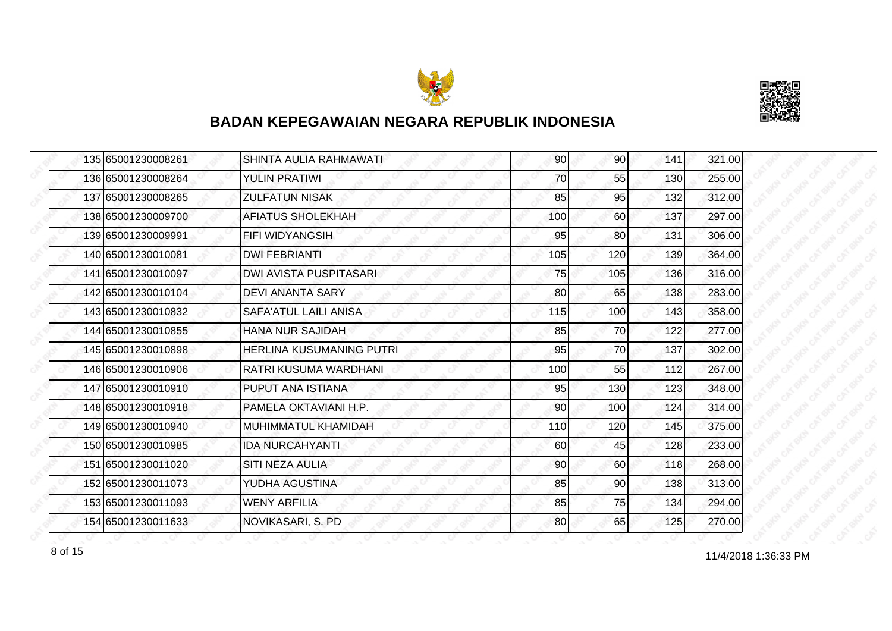## BADAN KEPEGAWAIAN NEGARA REPUBLIK INDONESIA

| | | | | | | |
|---|---|---|---|---|---|---|
| 135 | 65001230008261 | SHINTA AULIA RAHMAWATI | 90 | 90 | 141 | 321.00 |
| 136 | 65001230008264 | YULIN PRATIWI | 70 | 55 | 130 | 255.00 |
| 137 | 65001230008265 | ZULFATUN NISAK | 85 | 95 | 132 | 312.00 |
| 138 | 65001230009700 | AFIATUS SHOLEKHAH | 100 | 60 | 137 | 297.00 |
| 139 | 65001230009991 | FIFI WIDYANGSIH | 95 | 80 | 131 | 306.00 |
| 140 | 65001230010081 | DWI FEBRIANTI | 105 | 120 | 139 | 364.00 |
| 141 | 65001230010097 | DWI AVISTA PUSPITASARI | 75 | 105 | 136 | 316.00 |
| 142 | 65001230010104 | DEVI ANANTA SARY | 80 | 65 | 138 | 283.00 |
| 143 | 65001230010832 | SAFA'ATUL LAILI ANISA | 115 | 100 | 143 | 358.00 |
| 144 | 65001230010855 | HANA NUR SAJIDAH | 85 | 70 | 122 | 277.00 |
| 145 | 65001230010898 | HERLINA KUSUMANING PUTRI | 95 | 70 | 137 | 302.00 |
| 146 | 65001230010906 | RATRI KUSUMA WARDHANI | 100 | 55 | 112 | 267.00 |
| 147 | 65001230010910 | PUPUT ANA ISTIANA | 95 | 130 | 123 | 348.00 |
| 148 | 65001230010918 | PAMELA OKTAVIANI H.P. | 90 | 100 | 124 | 314.00 |
| 149 | 65001230010940 | MUHIMMATUL KHAMIDAH | 110 | 120 | 145 | 375.00 |
| 150 | 65001230010985 | IDA NURCAHYANTI | 60 | 45 | 128 | 233.00 |
| 151 | 65001230011020 | SITI NEZA AULIA | 90 | 60 | 118 | 268.00 |
| 152 | 65001230011073 | YUDHA AGUSTINA | 85 | 90 | 138 | 313.00 |
| 153 | 65001230011093 | WENY ARFILIA | 85 | 75 | 134 | 294.00 |
| 154 | 65001230011633 | NOVIKASARI, S. PD | 80 | 65 | 125 | 270.00 |

11/4/2018 1:36:33 PM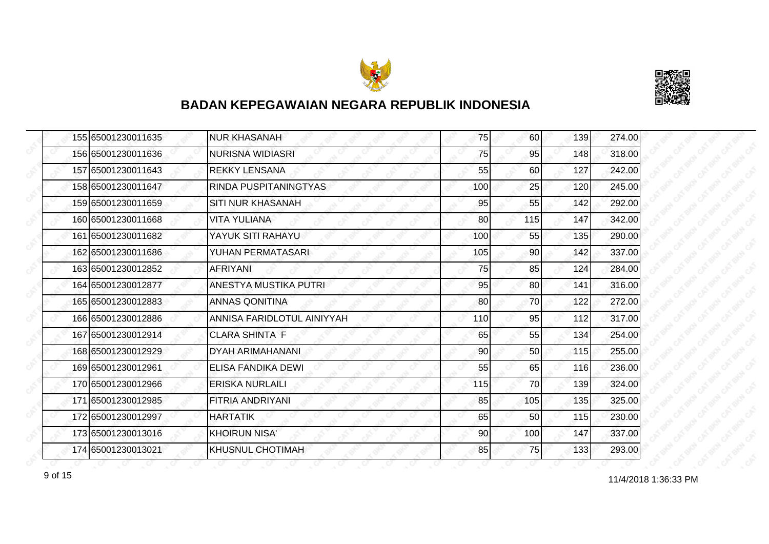## BADAN KEPEGAWAIAN NEGARA REPUBLIK INDONESIA

| | | | | | | |
|---|---|---|---|---|---|---|
| 155 | 65001230011635 | NUR KHASANAH | 75 | 60 | 139 | 274.00 |
| 156 | 65001230011636 | NURISNA WIDIASRI | 75 | 95 | 148 | 318.00 |
| 157 | 65001230011643 | REKKY LENSANA | 55 | 60 | 127 | 242.00 |
| 158 | 65001230011647 | RINDA PUSPITANINGTYAS | 100 | 25 | 120 | 245.00 |
| 159 | 65001230011659 | SITI NUR KHASANAH | 95 | 55 | 142 | 292.00 |
| 160 | 65001230011668 | VITA YULIANA | 80 | 115 | 147 | 342.00 |
| 161 | 65001230011682 | YAYUK SITI RAHAYU | 100 | 55 | 135 | 290.00 |
| 162 | 65001230011686 | YUHAN PERMATASARI | 105 | 90 | 142 | 337.00 |
| 163 | 65001230012852 | AFRIYANI | 75 | 85 | 124 | 284.00 |
| 164 | 65001230012877 | ANESTYA MUSTIKA PUTRI | 95 | 80 | 141 | 316.00 |
| 165 | 65001230012883 | ANNAS QONITINA | 80 | 70 | 122 | 272.00 |
| 166 | 65001230012886 | ANNISA FARIDLOTUL AINIYYAH | 110 | 95 | 112 | 317.00 |
| 167 | 65001230012914 | CLARA SHINTA F | 65 | 55 | 134 | 254.00 |
| 168 | 65001230012929 | DYAH ARIMAHANANI | 90 | 50 | 115 | 255.00 |
| 169 | 65001230012961 | ELISA FANDIKA DEWI | 55 | 65 | 116 | 236.00 |
| 170 | 65001230012966 | ERISKA NURLAILI | 115 | 70 | 139 | 324.00 |
| 171 | 65001230012985 | FITRIA ANDRIYANI | 85 | 105 | 135 | 325.00 |
| 172 | 65001230012997 | HARTATIK | 65 | 50 | 115 | 230.00 |
| 173 | 65001230013016 | KHOIRUN NISA' | 90 | 100 | 147 | 337.00 |
| 174 | 65001230013021 | KHUSNUL CHOTIMAH | 85 | 75 | 133 | 293.00 |

11/4/2018 1:36:33 PM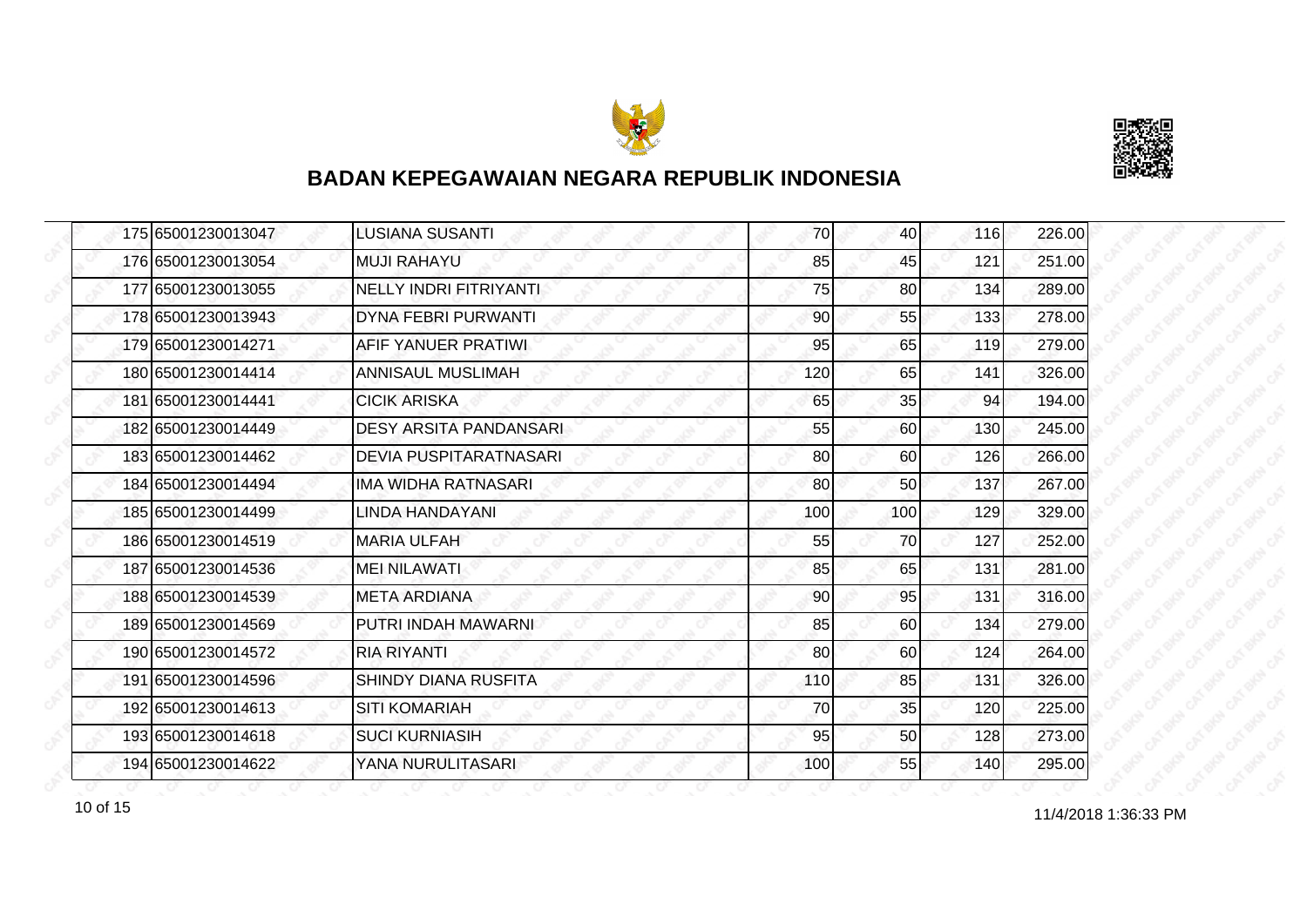## BADAN KEPEGAWAIAN NEGARA REPUBLIK INDONESIA

| | | | | | | |
|---|---|---|---|---|---|---|
| 175 | 65001230013047 | LUSIANA SUSANTI | 70 | 40 | 116 | 226.00 |
| 176 | 65001230013054 | MUJI RAHAYU | 85 | 45 | 121 | 251.00 |
| 177 | 65001230013055 | NELLY INDRI FITRIYANTI | 75 | 80 | 134 | 289.00 |
| 178 | 65001230013943 | DYNA FEBRI PURWANTI | 90 | 55 | 133 | 278.00 |
| 179 | 65001230014271 | AFIF YANUER PRATIWI | 95 | 65 | 119 | 279.00 |
| 180 | 65001230014414 | ANNISAUL MUSLIMAH | 120 | 65 | 141 | 326.00 |
| 181 | 65001230014441 | CICIK ARISKA | 65 | 35 | 94 | 194.00 |
| 182 | 65001230014449 | DESY ARSITA PANDANSARI | 55 | 60 | 130 | 245.00 |
| 183 | 65001230014462 | DEVIA PUSPITARATNASARI | 80 | 60 | 126 | 266.00 |
| 184 | 65001230014494 | IMA WIDHA RATNASARI | 80 | 50 | 137 | 267.00 |
| 185 | 65001230014499 | LINDA HANDAYANI | 100 | 100 | 129 | 329.00 |
| 186 | 65001230014519 | MARIA ULFAH | 55 | 70 | 127 | 252.00 |
| 187 | 65001230014536 | MEI NILAWATI | 85 | 65 | 131 | 281.00 |
| 188 | 65001230014539 | META ARDIANA | 90 | 95 | 131 | 316.00 |
| 189 | 65001230014569 | PUTRI INDAH MAWARNI | 85 | 60 | 134 | 279.00 |
| 190 | 65001230014572 | RIA RIYANTI | 80 | 60 | 124 | 264.00 |
| 191 | 65001230014596 | SHINDY DIANA RUSFITA | 110 | 85 | 131 | 326.00 |
| 192 | 65001230014613 | SITI KOMARIAH | 70 | 35 | 120 | 225.00 |
| 193 | 65001230014618 | SUCI KURNIASIH | 95 | 50 | 128 | 273.00 |
| 194 | 65001230014622 | YANA NURULITASARI | 100 | 55 | 140 | 295.00 |

11/4/2018 1:36:33 PM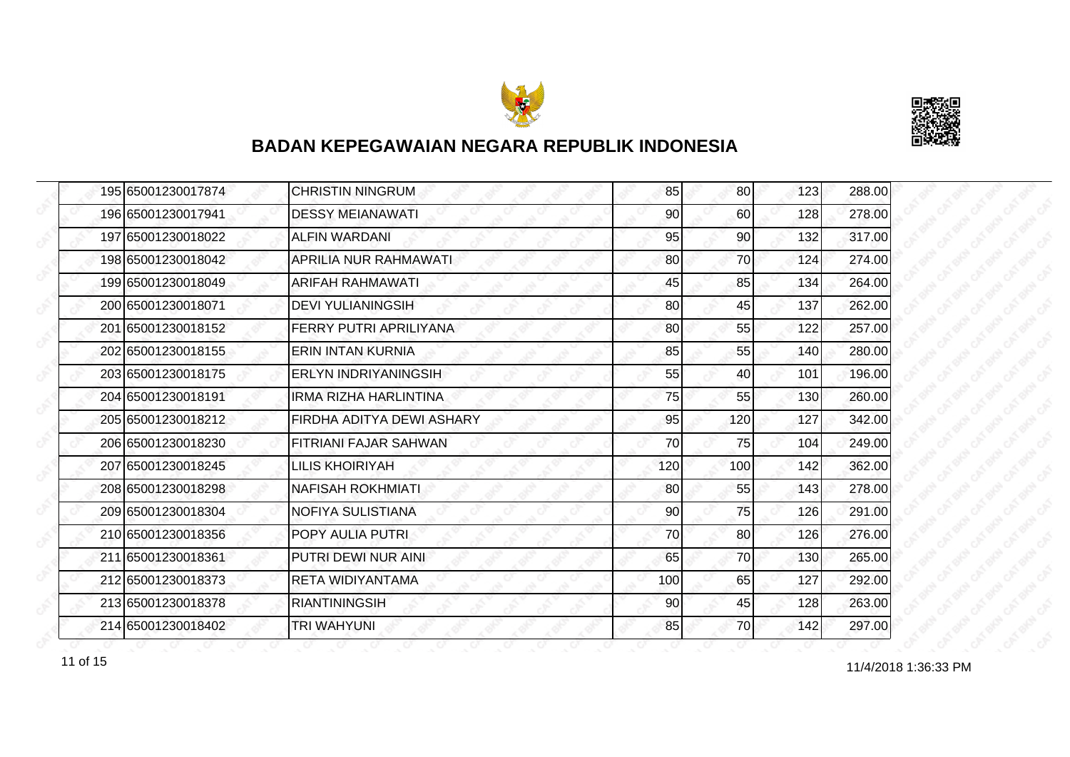# BADAN KEPEGAWAIAN NEGARA REPUBLIK INDONESIA

| | | | | | | |
|---|---|---|---|---|---|---|
| 195 | 65001230017874 | CHRISTIN NINGRUM | 85 | 80 | 123 | 288.00 |
| 196 | 65001230017941 | DESSY MEIANAWATI | 90 | 60 | 128 | 278.00 |
| 197 | 65001230018022 | ALFIN WARDANI | 95 | 90 | 132 | 317.00 |
| 198 | 65001230018042 | APRILIA NUR RAHMAWATI | 80 | 70 | 124 | 274.00 |
| 199 | 65001230018049 | ARIFAH RAHMAWATI | 45 | 85 | 134 | 264.00 |
| 200 | 65001230018071 | DEVI YULIANINGSIH | 80 | 45 | 137 | 262.00 |
| 201 | 65001230018152 | FERRY PUTRI APRILIYANA | 80 | 55 | 122 | 257.00 |
| 202 | 65001230018155 | ERIN INTAN KURNIA | 85 | 55 | 140 | 280.00 |
| 203 | 65001230018175 | ERLYN INDRIYANINGSIH | 55 | 40 | 101 | 196.00 |
| 204 | 65001230018191 | IRMA RIZHA HARLINTINA | 75 | 55 | 130 | 260.00 |
| 205 | 65001230018212 | FIRDHA ADITYA DEWI ASHARY | 95 | 120 | 127 | 342.00 |
| 206 | 65001230018230 | FITRIANI FAJAR SAHWAN | 70 | 75 | 104 | 249.00 |
| 207 | 65001230018245 | LILIS KHOIRIYAH | 120 | 100 | 142 | 362.00 |
| 208 | 65001230018298 | NAFISAH ROKHMIATI | 80 | 55 | 143 | 278.00 |
| 209 | 65001230018304 | NOFIYA SULISTIANA | 90 | 75 | 126 | 291.00 |
| 210 | 65001230018356 | POPY AULIA PUTRI | 70 | 80 | 126 | 276.00 |
| 211 | 65001230018361 | PUTRI DEWI NUR AINI | 65 | 70 | 130 | 265.00 |
| 212 | 65001230018373 | RETA WIDIYANTAMA | 100 | 65 | 127 | 292.00 |
| 213 | 65001230018378 | RIANTININGSIH | 90 | 45 | 128 | 263.00 |
| 214 | 65001230018402 | TRI WAHYUNI | 85 | 70 | 142 | 297.00 |

11/4/2018 1:36:33 PM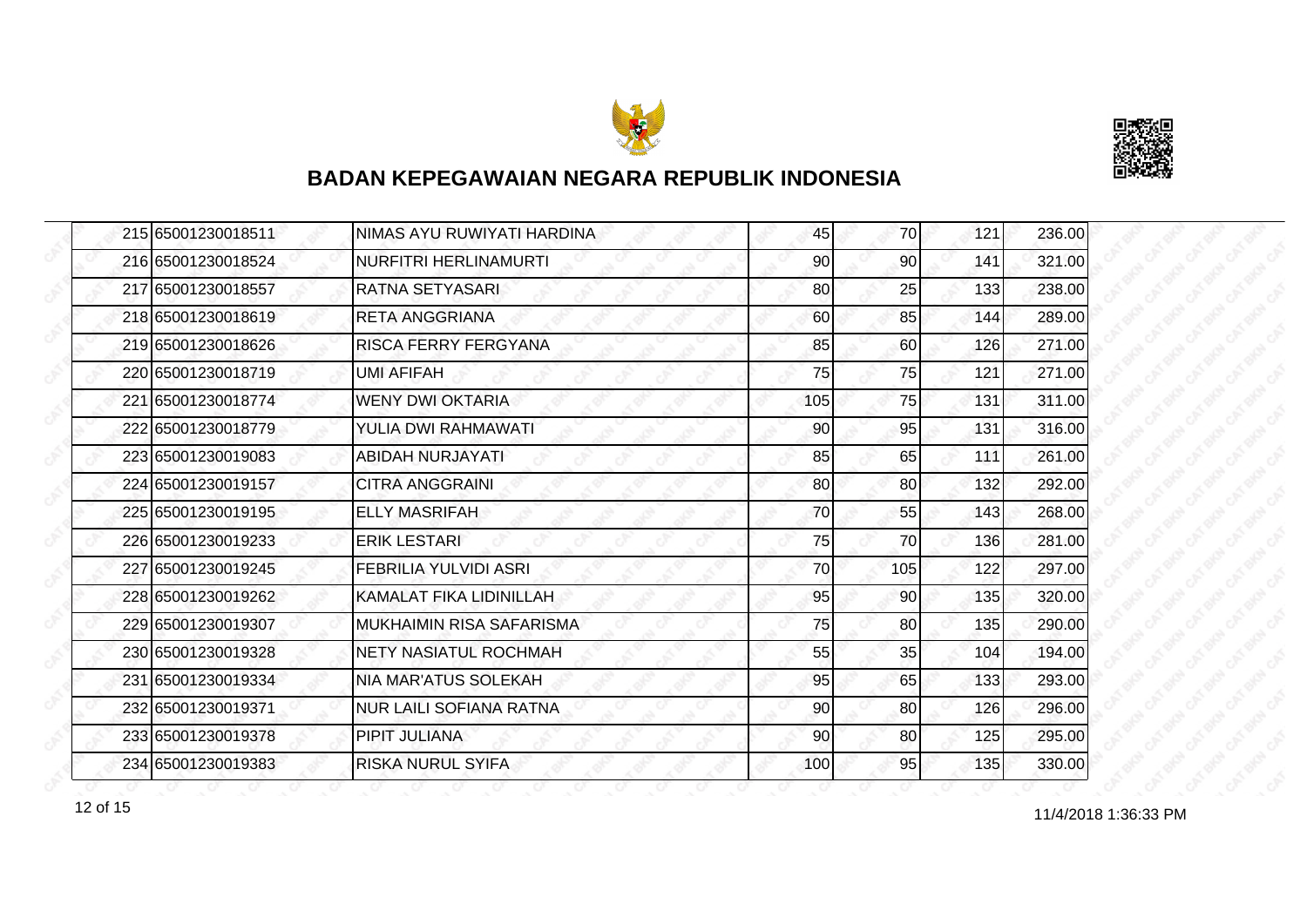## BADAN KEPEGAWAIAN NEGARA REPUBLIK INDONESIA

| | | | | | | |
|---|---|---|---|---|---|---|
| 215 | 65001230018511 | NIMAS AYU RUWIYATI HARDINA | 45 | 70 | 121 | 236.00 |
| 216 | 65001230018524 | NURFITRI HERLINAMURTI | 90 | 90 | 141 | 321.00 |
| 217 | 65001230018557 | RATNA SETYASARI | 80 | 25 | 133 | 238.00 |
| 218 | 65001230018619 | RETA ANGGRIANA | 60 | 85 | 144 | 289.00 |
| 219 | 65001230018626 | RISCA FERRY FERGYANA | 85 | 60 | 126 | 271.00 |
| 220 | 65001230018719 | UMI AFIFAH | 75 | 75 | 121 | 271.00 |
| 221 | 65001230018774 | WENY DWI OKTARIA | 105 | 75 | 131 | 311.00 |
| 222 | 65001230018779 | YULIA DWI RAHMAWATI | 90 | 95 | 131 | 316.00 |
| 223 | 65001230019083 | ABIDAH NURJAYATI | 85 | 65 | 111 | 261.00 |
| 224 | 65001230019157 | CITRA ANGGRAINI | 80 | 80 | 132 | 292.00 |
| 225 | 65001230019195 | ELLY MASRIFAH | 70 | 55 | 143 | 268.00 |
| 226 | 65001230019233 | ERIK LESTARI | 75 | 70 | 136 | 281.00 |
| 227 | 65001230019245 | FEBRILIA YULVIDI ASRI | 70 | 105 | 122 | 297.00 |
| 228 | 65001230019262 | KAMALAT FIKA LIDINILLAH | 95 | 90 | 135 | 320.00 |
| 229 | 65001230019307 | MUKHAIMIN RISA SAFARISMA | 75 | 80 | 135 | 290.00 |
| 230 | 65001230019328 | NETY NASIATUL ROCHMAH | 55 | 35 | 104 | 194.00 |
| 231 | 65001230019334 | NIA MAR'ATUS SOLEKAH | 95 | 65 | 133 | 293.00 |
| 232 | 65001230019371 | NUR LAILI SOFIANA RATNA | 90 | 80 | 126 | 296.00 |
| 233 | 65001230019378 | PIPIT JULIANA | 90 | 80 | 125 | 295.00 |
| 234 | 65001230019383 | RISKA NURUL SYIFA | 100 | 95 | 135 | 330.00 |

11/4/2018 1:36:33 PM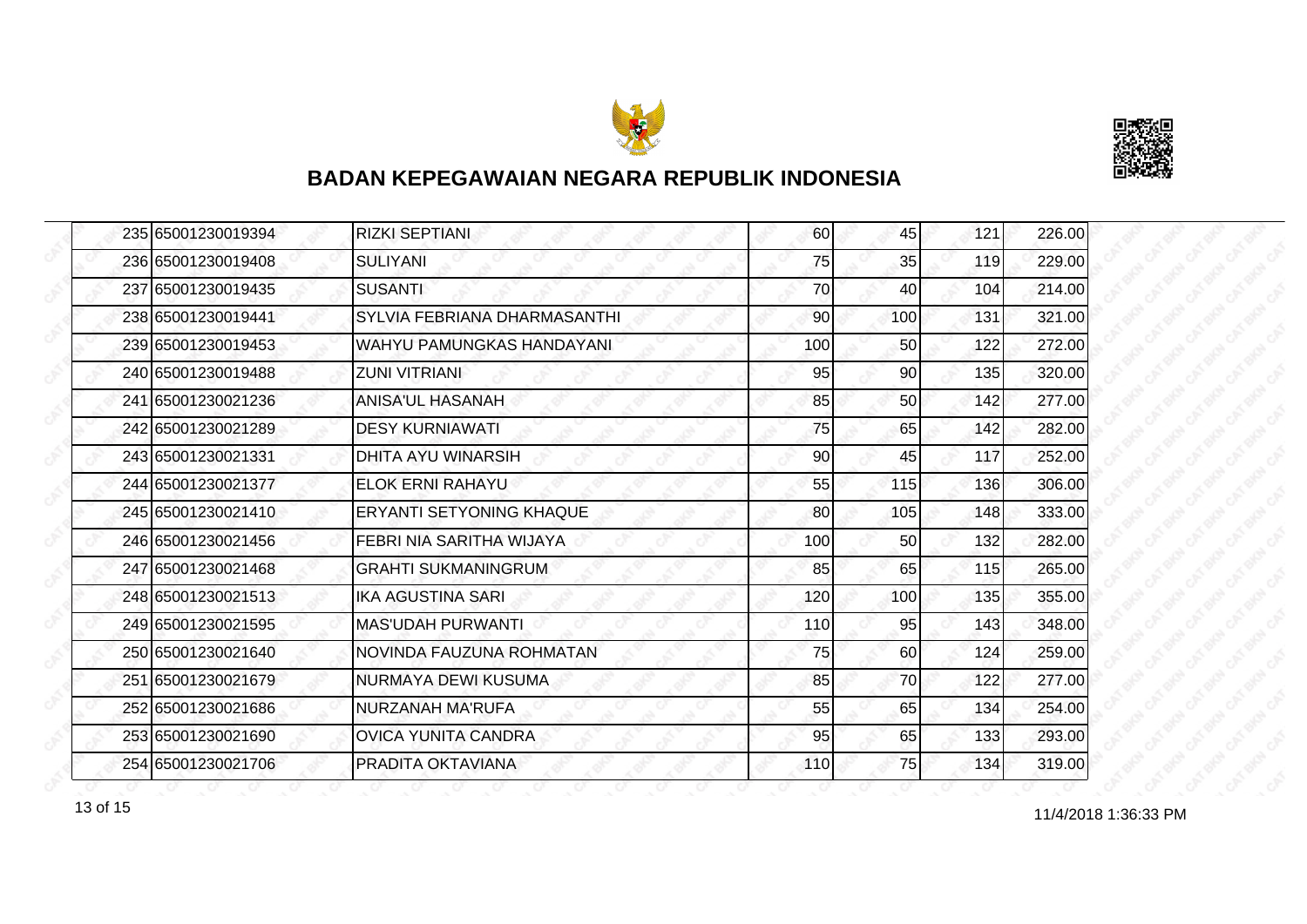## BADAN KEPEGAWAIAN NEGARA REPUBLIK INDONESIA

| | | | | | | |
|---|---|---|---|---|---|---|
| 235 | 65001230019394 | RIZKI SEPTIANI | 60 | 45 | 121 | 226.00 |
| 236 | 65001230019408 | SULIYANI | 75 | 35 | 119 | 229.00 |
| 237 | 65001230019435 | SUSANTI | 70 | 40 | 104 | 214.00 |
| 238 | 65001230019441 | SYLVIA FEBRIANA DHARMASANTHI | 90 | 100 | 131 | 321.00 |
| 239 | 65001230019453 | WAHYU PAMUNGKAS HANDAYANI | 100 | 50 | 122 | 272.00 |
| 240 | 65001230019488 | ZUNI VITRIANI | 95 | 90 | 135 | 320.00 |
| 241 | 65001230021236 | ANISA'UL HASANAH | 85 | 50 | 142 | 277.00 |
| 242 | 65001230021289 | DESY KURNIAWATI | 75 | 65 | 142 | 282.00 |
| 243 | 65001230021331 | DHITA AYU WINARSIH | 90 | 45 | 117 | 252.00 |
| 244 | 65001230021377 | ELOK ERNI RAHAYU | 55 | 115 | 136 | 306.00 |
| 245 | 65001230021410 | ERYANTI SETYONING KHAQUE | 80 | 105 | 148 | 333.00 |
| 246 | 65001230021456 | FEBRI NIA SARITHA WIJAYA | 100 | 50 | 132 | 282.00 |
| 247 | 65001230021468 | GRAHTI SUKMANINGRUM | 85 | 65 | 115 | 265.00 |
| 248 | 65001230021513 | IKA AGUSTINA SARI | 120 | 100 | 135 | 355.00 |
| 249 | 65001230021595 | MAS'UDAH PURWANTI | 110 | 95 | 143 | 348.00 |
| 250 | 65001230021640 | NOVINDA FAUZUNA ROHMATAN | 75 | 60 | 124 | 259.00 |
| 251 | 65001230021679 | NURMAYA DEWI KUSUMA | 85 | 70 | 122 | 277.00 |
| 252 | 65001230021686 | NURZANAH MA'RUFA | 55 | 65 | 134 | 254.00 |
| 253 | 65001230021690 | OVICA YUNITA CANDRA | 95 | 65 | 133 | 293.00 |
| 254 | 65001230021706 | PRADITA OKTAVIANA | 110 | 75 | 134 | 319.00 |

11/4/2018 1:36:33 PM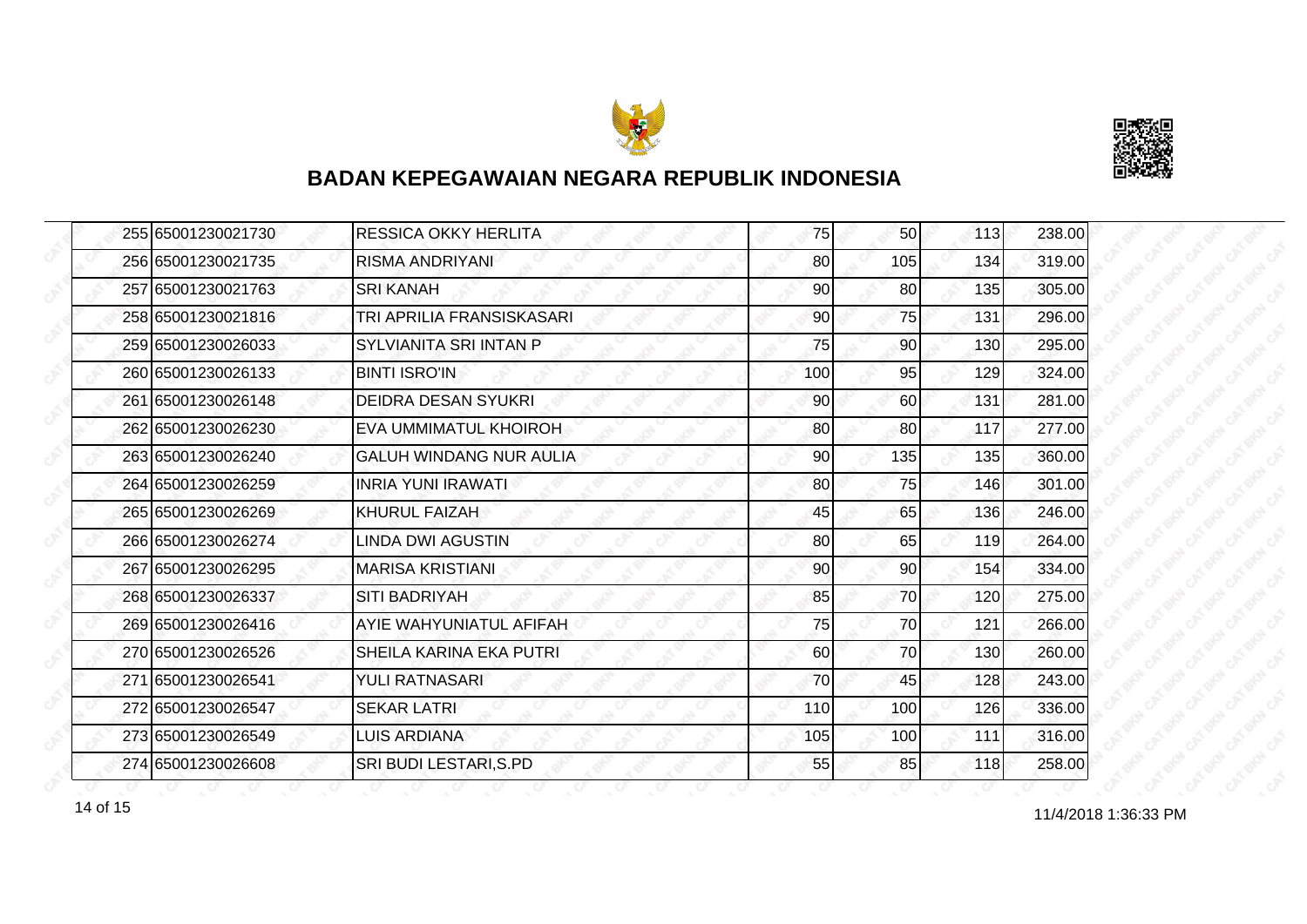## BADAN KEPEGAWAIAN NEGARA REPUBLIK INDONESIA

| | | | | | | |
|---|---|---|---|---|---|---|
| 255 | 65001230021730 | RESSICA OKKY HERLITA | 75 | 50 | 113 | 238.00 |
| 256 | 65001230021735 | RISMA ANDRIYANI | 80 | 105 | 134 | 319.00 |
| 257 | 65001230021763 | SRI KANAH | 90 | 80 | 135 | 305.00 |
| 258 | 65001230021816 | TRI APRILIA FRANSISKASARI | 90 | 75 | 131 | 296.00 |
| 259 | 65001230026033 | SYLVIANITA SRI INTAN P | 75 | 90 | 130 | 295.00 |
| 260 | 65001230026133 | BINTI ISRO'IN | 100 | 95 | 129 | 324.00 |
| 261 | 65001230026148 | DEIDRA DESAN SYUKRI | 90 | 60 | 131 | 281.00 |
| 262 | 65001230026230 | EVA UMMIMATUL KHOIROH | 80 | 80 | 117 | 277.00 |
| 263 | 65001230026240 | GALUH WINDANG NUR AULIA | 90 | 135 | 135 | 360.00 |
| 264 | 65001230026259 | INRIA YUNI IRAWATI | 80 | 75 | 146 | 301.00 |
| 265 | 65001230026269 | KHURUL FAIZAH | 45 | 65 | 136 | 246.00 |
| 266 | 65001230026274 | LINDA DWI AGUSTIN | 80 | 65 | 119 | 264.00 |
| 267 | 65001230026295 | MARISA KRISTIANI | 90 | 90 | 154 | 334.00 |
| 268 | 65001230026337 | SITI BADRIYAH | 85 | 70 | 120 | 275.00 |
| 269 | 65001230026416 | AYIE WAHYUNIATUL AFIFAH | 75 | 70 | 121 | 266.00 |
| 270 | 65001230026526 | SHEILA KARINA EKA PUTRI | 60 | 70 | 130 | 260.00 |
| 271 | 65001230026541 | YULI RATNASARI | 70 | 45 | 128 | 243.00 |
| 272 | 65001230026547 | SEKAR LATRI | 110 | 100 | 126 | 336.00 |
| 273 | 65001230026549 | LUIS ARDIANA | 105 | 100 | 111 | 316.00 |
| 274 | 65001230026608 | SRI BUDI LESTARI,S.PD | 55 | 85 | 118 | 258.00 |

11/4/2018 1:36:33 PM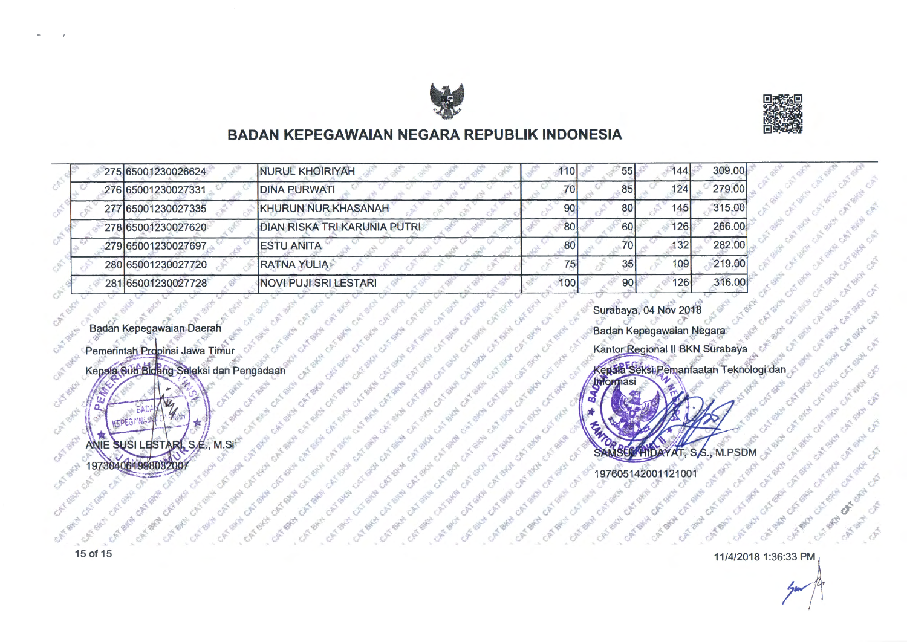## BADAN KEPEGAWAIAN NEGARA REPUBLIK INDONESIA

| | | | | | | |
|---|---|---|---|---|---|---|
| 275 | 65001230026624 | NURUL KHOIRIYAH | 110 | 55 | 144 | 309.00 |
| 276 | 65001230027331 | DINA PURWATI | 70 | 85 | 124 | 279.00 |
| 277 | 65001230027335 | KHURUN NUR KHASANAH | 90 | 80 | 145 | 315.00 |
| 278 | 65001230027620 | DIAN RISKA TRI KARUNIA PUTRI | 80 | 60 | 126 | 266.00 |
| 279 | 65001230027697 | ESTU ANITA | 80 | 70 | 132 | 282.00 |
| 280 | 65001230027720 | RATNA YULIA | 75 | 35 | 109 | 219.00 |
| 281 | 65001230027728 | NOVI PUJI SRI LESTARI | 100 | 90 | 126 | 316.00 |

Badan Kepegawaian Daerah
Pemerintah Propinsi Jawa Timur
Kepala Sub Bidang Seleksi dan Pengadaan

ANIE SUSI LESTARI, S.E., M.Si
197304061998032007

Surabaya, 04 Nov 2018
Badan Kepegawaian Negara
Kantor Regional II BKN Surabaya
Kepala Seksi Pemanfaatan Teknologi dan Informasi

SAMSUL HIDAYAT, S.S., M.PSDM
197605142001121001

11/4/2018 1:36:33 PM